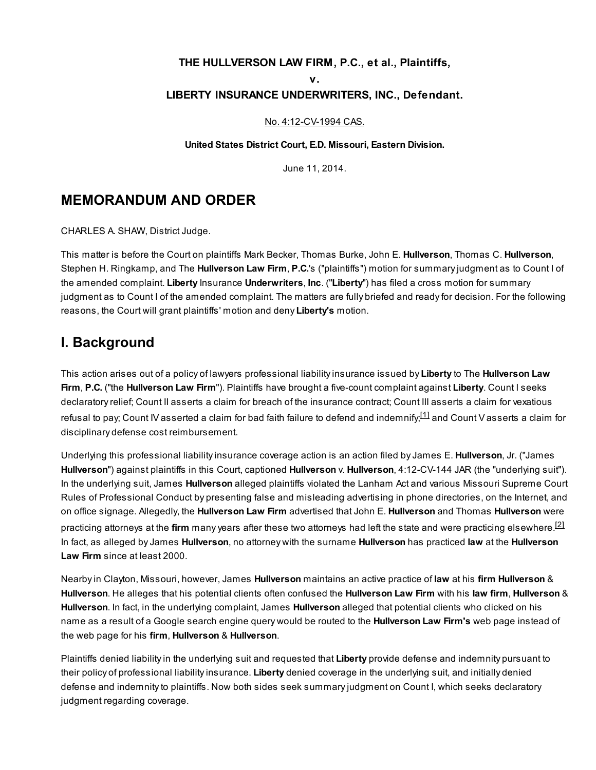**THE HULLVERSON LAW FIRM, P.C., et al., Plaintiffs,**

**v.**

**LIBERTY INSURANCE UNDERWRITERS, INC., Defendant.**

No. 4:12-CV-1994 CAS.

**United States District Court, E.D. Missouri, Eastern Division.**

June 11, 2014.

## MEMORANDUM AND ORDER

CHARLES A. SHAW, District Judge.

This matter is before the Court on plaintiffs Mark Becker, Thomas Burke, John E. Hullverson, Thomas C. Hullverson, Stephen H. Ringkamp, and The Hullverson Law Firm, P.C.'s ("plaintiffs") motion for summary judgment as to Count I of the amended complaint. Liberty Insurance Underwriters, Inc. ("Liberty") has filed a cross motion for summary judgment as to Count I of the amended complaint. The matters are fully briefed and ready for decision. For the following reasons, the Court will grant plaintiffs' motion and deny Liberty's motion.

## I. Background

This action arises out of a policy of lawyers professional liability insurance issued by Liberty to The Hullverson Law Firm, P.C. ("the Hullverson Law Firm"). Plaintiffs have brought a five-count complaint against Liberty. Count I seeks declaratory relief; Count II asserts a claim for breach of the insurance contract; Count III asserts a claim for vexatious refusal to pay; Count IV asserted a claim for bad faith failure to defend and indemnify;[1] and Count V asserts a claim for disciplinary defense cost reimbursement.

Underlying this professional liability insurance coverage action is an action filed by James E. Hullverson, Jr. ("James Hullverson") against plaintiffs in this Court, captioned Hullverson v. Hullverson, 4:12-CV-144 JAR (the "underlying suit"). In the underlying suit, James Hullverson alleged plaintiffs violated the Lanham Act and various Missouri Supreme Court Rules of Professional Conduct by presenting false and misleading advertising in phone directories, on the Internet, and on office signage. Allegedly, the Hullverson Law Firm advertised that John E. Hullverson and Thomas Hullverson were practicing attorneys at the firm many years after these two attorneys had left the state and were practicing elsewhere.[2] In fact, as alleged by James Hullverson, no attorney with the surname Hullverson has practiced law at the Hullverson Law Firm since at least 2000.

Nearby in Clayton, Missouri, however, James Hullverson maintains an active practice of law at his firm Hullverson & Hullverson. He alleges that his potential clients often confused the Hullverson Law Firm with his law firm, Hullverson & Hullverson. In fact, in the underlying complaint, James Hullverson alleged that potential clients who clicked on his name as a result of a Google search engine query would be routed to the Hullverson Law Firm's web page instead of the web page for his firm, Hullverson & Hullverson.

Plaintiffs denied liability in the underlying suit and requested that Liberty provide defense and indemnity pursuant to their policy of professional liability insurance. Liberty denied coverage in the underlying suit, and initially denied defense and indemnity to plaintiffs. Now both sides seek summary judgment on Count I, which seeks declaratory judgment regarding coverage.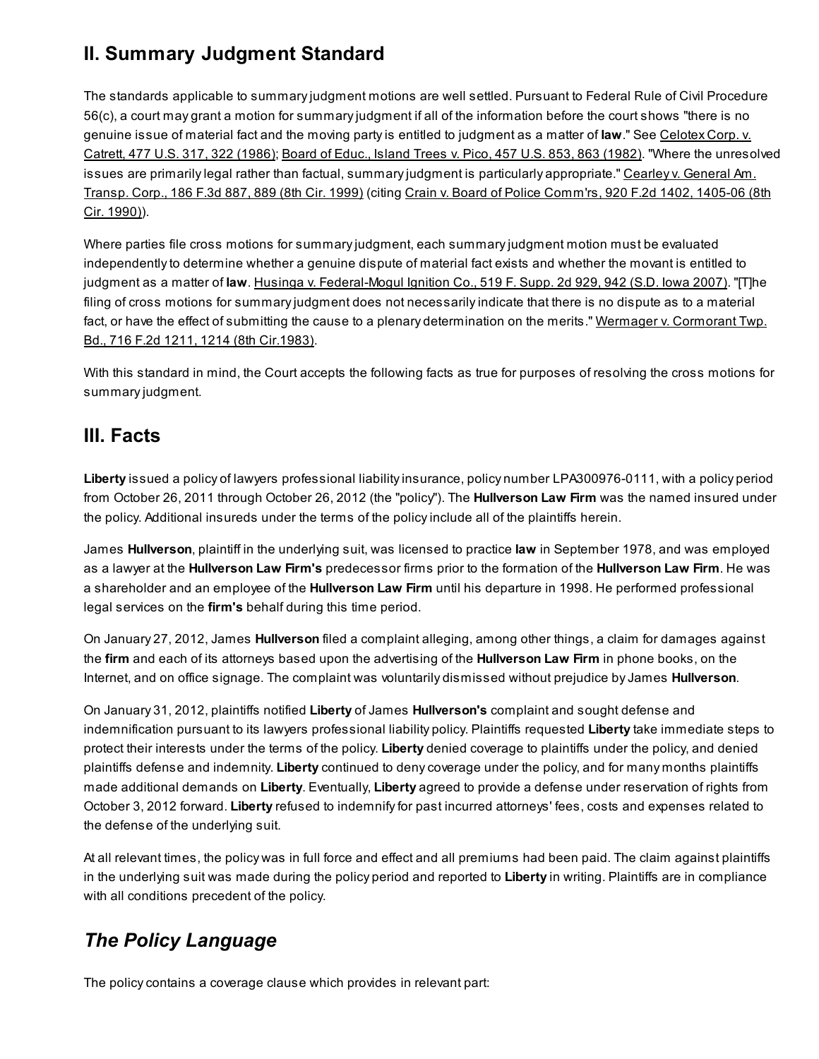## II. Summary Judgment Standard

The standards applicable to summary judgment motions are well settled. Pursuant to Federal Rule of Civil Procedure 56(c), a court may grant a motion for summary judgment if all of the information before the court shows "there is no genuine issue of material fact and the moving party is entitled to judgment as a matter of **law**." See Celotex Corp. v. Catrett, 477 U.S. 317, 322 (1986); Board of Educ., Island Trees v. Pico, 457 U.S. 853, 863 (1982). "Where the unresolved issues are primarily legal rather than factual, summary judgment is particularly appropriate." Cearley v. General Am. Transp. Corp., 186 F.3d 887, 889 (8th Cir. 1999) (citing Crain v. Board of Police Comm'rs, 920 F.2d 1402, 1405-06 (8th Cir. 1990)).

Where parties file cross motions for summary judgment, each summary judgment motion must be evaluated independently to determine whether a genuine dispute of material fact exists and whether the movant is entitled to judgment as a matter of **law**. Husinga v. Federal-Mogul Ignition Co., 519 F. Supp. 2d 929, 942 (S.D. Iowa 2007). "[T]he filing of cross motions for summary judgment does not necessarily indicate that there is no dispute as to a material fact, or have the effect of submitting the cause to a plenary determination on the merits." Wermager v. Cormorant Twp. Bd., 716 F.2d 1211, 1214 (8th Cir.1983).

With this standard in mind, the Court accepts the following facts as true for purposes of resolving the cross motions for summary judgment.

## III. Facts

**Liberty** issued a policy of lawyers professional liability insurance, policy number LPA300976-0111, with a policy period from October 26, 2011 through October 26, 2012 (the "policy"). The **Hullverson Law Firm** was the named insured under the policy. Additional insureds under the terms of the policy include all of the plaintiffs herein.

James **Hullverson**, plaintiff in the underlying suit, was licensed to practice **law** in September 1978, and was employed as a lawyer at the **Hullverson Law Firm's** predecessor firms prior to the formation of the **Hullverson Law Firm**. He was a shareholder and an employee of the **Hullverson Law Firm** until his departure in 1998. He performed professional legal services on the **firm's** behalf during this time period.

On January 27, 2012, James **Hullverson** filed a complaint alleging, among other things, a claim for damages against the **firm** and each of its attorneys based upon the advertising of the **Hullverson Law Firm** in phone books, on the Internet, and on office signage. The complaint was voluntarily dismissed without prejudice by James **Hullverson**.

On January 31, 2012, plaintiffs notified **Liberty** of James **Hullverson's** complaint and sought defense and indemnification pursuant to its lawyers professional liability policy. Plaintiffs requested **Liberty** take immediate steps to protect their interests under the terms of the policy. **Liberty** denied coverage to plaintiffs under the policy, and denied plaintiffs defense and indemnity. **Liberty** continued to deny coverage under the policy, and for many months plaintiffs made additional demands on **Liberty**. Eventually, **Liberty** agreed to provide a defense under reservation of rights from October 3, 2012 forward. **Liberty** refused to indemnify for past incurred attorneys' fees, costs and expenses related to the defense of the underlying suit.

At all relevant times, the policy was in full force and effect and all premiums had been paid. The claim against plaintiffs in the underlying suit was made during the policy period and reported to **Liberty** in writing. Plaintiffs are in compliance with all conditions precedent of the policy.

## *The Policy Language*

The policy contains a coverage clause which provides in relevant part: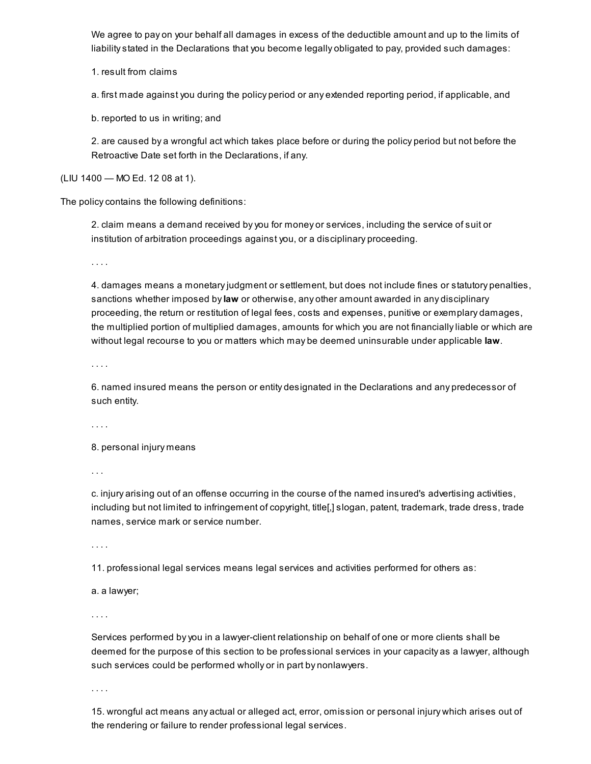> We agree to pay on your behalf all damages in excess of the deductible amount and up to the limits of liability stated in the Declarations that you become legally obligated to pay, provided such damages:
>
> 1. result from claims
>
> a. first made against you during the policy period or any extended reporting period, if applicable, and
>
> b. reported to us in writing; and
>
> 2. are caused by a wrongful act which takes place before or during the policy period but not before the Retroactive Date set forth in the Declarations, if any.

(LIU 1400 — MO Ed. 12 08 at 1).

The policy contains the following definitions:

> 2. claim means a demand received by you for money or services, including the service of suit or institution of arbitration proceedings against you, or a disciplinary proceeding.
>
> . . . .
>
> 4. damages means a monetary judgment or settlement, but does not include fines or statutory penalties, sanctions whether imposed by **law** or otherwise, any other amount awarded in any disciplinary proceeding, the return or restitution of legal fees, costs and expenses, punitive or exemplary damages, the multiplied portion of multiplied damages, amounts for which you are not financially liable or which are without legal recourse to you or matters which may be deemed uninsurable under applicable **law**.
>
> . . . .
>
> 6. named insured means the person or entity designated in the Declarations and any predecessor of such entity.
>
> . . . .
>
> 8. personal injury means
>
> . . .
>
> c. injury arising out of an offense occurring in the course of the named insured's advertising activities, including but not limited to infringement of copyright, title[,] slogan, patent, trademark, trade dress, trade names, service mark or service number.
>
> . . . .
>
> 11. professional legal services means legal services and activities performed for others as:
>
> a. a lawyer;
>
> . . . .
>
> Services performed by you in a lawyer-client relationship on behalf of one or more clients shall be deemed for the purpose of this section to be professional services in your capacity as a lawyer, although such services could be performed wholly or in part by nonlawyers.
>
> . . . .
>
> 15. wrongful act means any actual or alleged act, error, omission or personal injury which arises out of the rendering or failure to render professional legal services.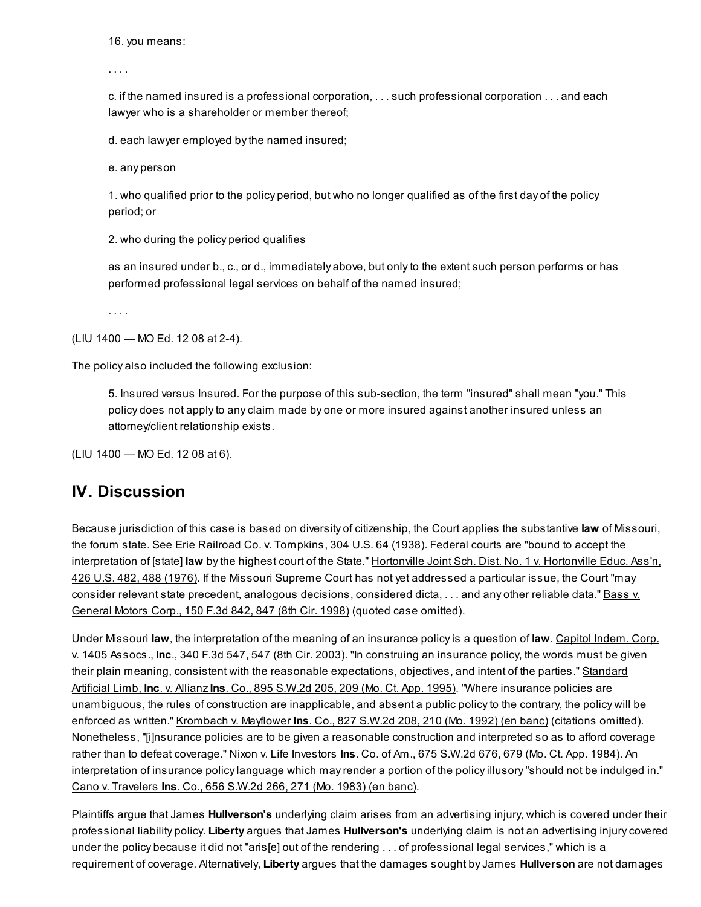> 16. you means:
>
> . . . .
>
> c. if the named insured is a professional corporation, . . . such professional corporation . . . and each lawyer who is a shareholder or member thereof;
>
> d. each lawyer employed by the named insured;
>
> e. any person
>
> 1. who qualified prior to the policy period, but who no longer qualified as of the first day of the policy period; or
>
> 2. who during the policy period qualifies
>
> as an insured under b., c., or d., immediately above, but only to the extent such person performs or has performed professional legal services on behalf of the named insured;
>
> . . . .

(LIU 1400 — MO Ed. 12 08 at 2-4).

The policy also included the following exclusion:

> 5. Insured versus Insured. For the purpose of this sub-section, the term "insured" shall mean "you." This policy does not apply to any claim made by one or more insured against another insured unless an attorney/client relationship exists.

(LIU 1400 — MO Ed. 12 08 at 6).

## IV. Discussion

Because jurisdiction of this case is based on diversity of citizenship, the Court applies the substantive **law** of Missouri, the forum state. See Erie Railroad Co. v. Tompkins, 304 U.S. 64 (1938). Federal courts are "bound to accept the interpretation of [state] **law** by the highest court of the State." Hortonville Joint Sch. Dist. No. 1 v. Hortonville Educ. Ass'n, 426 U.S. 482, 488 (1976). If the Missouri Supreme Court has not yet addressed a particular issue, the Court "may consider relevant state precedent, analogous decisions, considered dicta, . . . and any other reliable data." Bass v. General Motors Corp., 150 F.3d 842, 847 (8th Cir. 1998) (quoted case omitted).

Under Missouri **law**, the interpretation of the meaning of an insurance policy is a question of **law**. Capitol Indem. Corp. v. 1405 Assocs., **Inc**., 340 F.3d 547, 547 (8th Cir. 2003). "In construing an insurance policy, the words must be given their plain meaning, consistent with the reasonable expectations, objectives, and intent of the parties." Standard Artificial Limb, **Inc**. v. Allianz **Ins**. Co., 895 S.W.2d 205, 209 (Mo. Ct. App. 1995). "Where insurance policies are unambiguous, the rules of construction are inapplicable, and absent a public policy to the contrary, the policy will be enforced as written." Krombach v. Mayflower **Ins**. Co., 827 S.W.2d 208, 210 (Mo. 1992) (en banc) (citations omitted). Nonetheless, "[i]nsurance policies are to be given a reasonable construction and interpreted so as to afford coverage rather than to defeat coverage." Nixon v. Life Investors **Ins**. Co. of Am., 675 S.W.2d 676, 679 (Mo. Ct. App. 1984). An interpretation of insurance policy language which may render a portion of the policy illusory "should not be indulged in." Cano v. Travelers **Ins**. Co., 656 S.W.2d 266, 271 (Mo. 1983) (en banc).

Plaintiffs argue that James **Hullverson's** underlying claim arises from an advertising injury, which is covered under their professional liability policy. **Liberty** argues that James **Hullverson's** underlying claim is not an advertising injury covered under the policy because it did not "aris[e] out of the rendering . . . of professional legal services," which is a requirement of coverage. Alternatively, **Liberty** argues that the damages sought by James **Hullverson** are not damages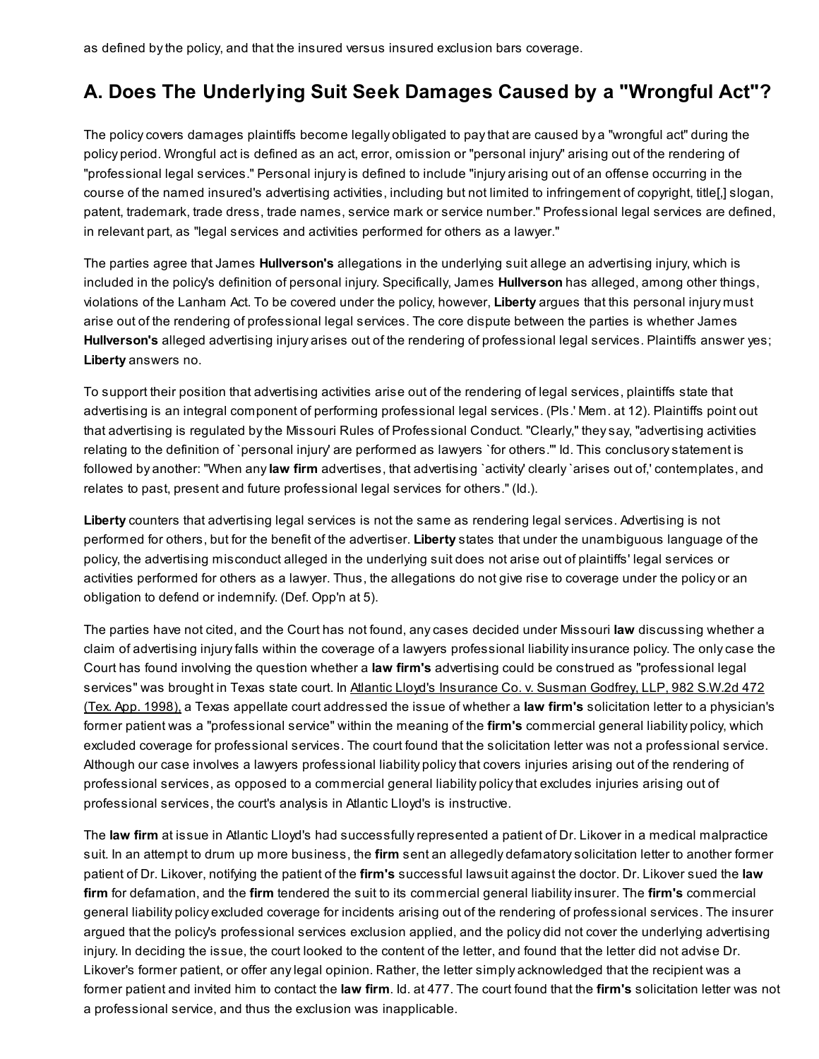as defined by the policy, and that the insured versus insured exclusion bars coverage.

## A. Does The Underlying Suit Seek Damages Caused by a "Wrongful Act"?

The policy covers damages plaintiffs become legally obligated to pay that are caused by a "wrongful act" during the policy period. Wrongful act is defined as an act, error, omission or "personal injury" arising out of the rendering of "professional legal services." Personal injury is defined to include "injury arising out of an offense occurring in the course of the named insured's advertising activities, including but not limited to infringement of copyright, title[,] slogan, patent, trademark, trade dress, trade names, service mark or service number." Professional legal services are defined, in relevant part, as "legal services and activities performed for others as a lawyer."

The parties agree that James **Hullverson's** allegations in the underlying suit allege an advertising injury, which is included in the policy's definition of personal injury. Specifically, James **Hullverson** has alleged, among other things, violations of the Lanham Act. To be covered under the policy, however, **Liberty** argues that this personal injury must arise out of the rendering of professional legal services. The core dispute between the parties is whether James **Hullverson's** alleged advertising injury arises out of the rendering of professional legal services. Plaintiffs answer yes; **Liberty** answers no.

To support their position that advertising activities arise out of the rendering of legal services, plaintiffs state that advertising is an integral component of performing professional legal services. (Pls.' Mem. at 12). Plaintiffs point out that advertising is regulated by the Missouri Rules of Professional Conduct. "Clearly," they say, "advertising activities relating to the definition of `personal injury' are performed as lawyers `for others.'" Id. This conclusory statement is followed by another: "When any **law firm** advertises, that advertising `activity' clearly `arises out of,' contemplates, and relates to past, present and future professional legal services for others." (Id.).

**Liberty** counters that advertising legal services is not the same as rendering legal services. Advertising is not performed for others, but for the benefit of the advertiser. **Liberty** states that under the unambiguous language of the policy, the advertising misconduct alleged in the underlying suit does not arise out of plaintiffs' legal services or activities performed for others as a lawyer. Thus, the allegations do not give rise to coverage under the policy or an obligation to defend or indemnify. (Def. Opp'n at 5).

The parties have not cited, and the Court has not found, any cases decided under Missouri **law** discussing whether a claim of advertising injury falls within the coverage of a lawyers professional liability insurance policy. The only case the Court has found involving the question whether a **law firm's** advertising could be construed as "professional legal services" was brought in Texas state court. In Atlantic Lloyd's Insurance Co. v. Susman Godfrey, LLP, 982 S.W.2d 472 (Tex. App. 1998), a Texas appellate court addressed the issue of whether a **law firm's** solicitation letter to a physician's former patient was a "professional service" within the meaning of the **firm's** commercial general liability policy, which excluded coverage for professional services. The court found that the solicitation letter was not a professional service. Although our case involves a lawyers professional liability policy that covers injuries arising out of the rendering of professional services, as opposed to a commercial general liability policy that excludes injuries arising out of professional services, the court's analysis in Atlantic Lloyd's is instructive.

The **law firm** at issue in Atlantic Lloyd's had successfully represented a patient of Dr. Likover in a medical malpractice suit. In an attempt to drum up more business, the **firm** sent an allegedly defamatory solicitation letter to another former patient of Dr. Likover, notifying the patient of the **firm's** successful lawsuit against the doctor. Dr. Likover sued the **law firm** for defamation, and the **firm** tendered the suit to its commercial general liability insurer. The **firm's** commercial general liability policy excluded coverage for incidents arising out of the rendering of professional services. The insurer argued that the policy's professional services exclusion applied, and the policy did not cover the underlying advertising injury. In deciding the issue, the court looked to the content of the letter, and found that the letter did not advise Dr. Likover's former patient, or offer any legal opinion. Rather, the letter simply acknowledged that the recipient was a former patient and invited him to contact the **law firm**. Id. at 477. The court found that the **firm's** solicitation letter was not a professional service, and thus the exclusion was inapplicable.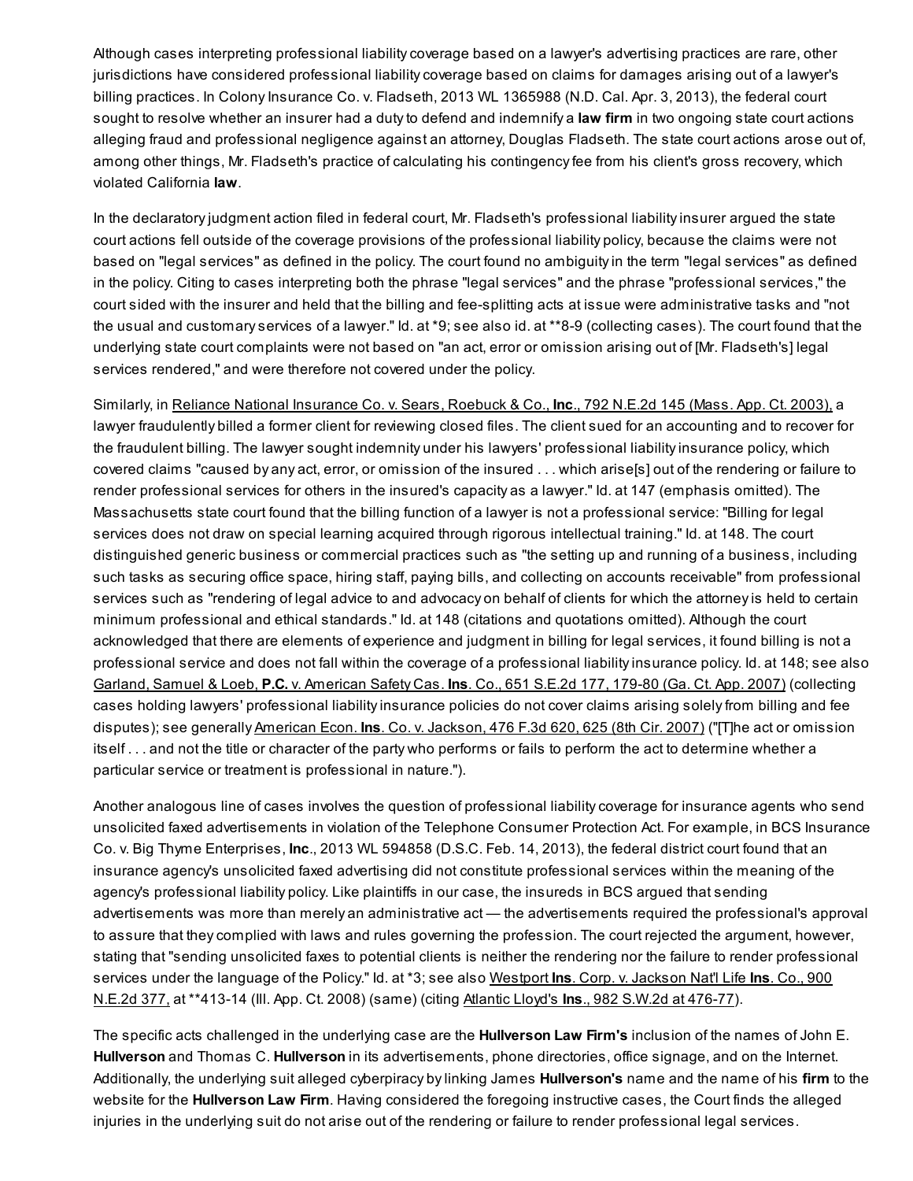Although cases interpreting professional liability coverage based on a lawyer's advertising practices are rare, other jurisdictions have considered professional liability coverage based on claims for damages arising out of a lawyer's billing practices. In Colony Insurance Co. v. Fladseth, 2013 WL 1365988 (N.D. Cal. Apr. 3, 2013), the federal court sought to resolve whether an insurer had a duty to defend and indemnify a **law firm** in two ongoing state court actions alleging fraud and professional negligence against an attorney, Douglas Fladseth. The state court actions arose out of, among other things, Mr. Fladseth's practice of calculating his contingency fee from his client's gross recovery, which violated California **law**.

In the declaratory judgment action filed in federal court, Mr. Fladseth's professional liability insurer argued the state court actions fell outside of the coverage provisions of the professional liability policy, because the claims were not based on "legal services" as defined in the policy. The court found no ambiguity in the term "legal services" as defined in the policy. Citing to cases interpreting both the phrase "legal services" and the phrase "professional services," the court sided with the insurer and held that the billing and fee-splitting acts at issue were administrative tasks and "not the usual and customary services of a lawyer." Id. at *9; see also id. at **8-9 (collecting cases). The court found that the underlying state court complaints were not based on "an act, error or omission arising out of [Mr. Fladseth's] legal services rendered," and were therefore not covered under the policy.

Similarly, in Reliance National Insurance Co. v. Sears, Roebuck & Co., **Inc**., 792 N.E.2d 145 (Mass. App. Ct. 2003), a lawyer fraudulently billed a former client for reviewing closed files. The client sued for an accounting and to recover for the fraudulent billing. The lawyer sought indemnity under his lawyers' professional liability insurance policy, which covered claims "caused by any act, error, or omission of the insured . . . which arise[s] out of the rendering or failure to render professional services for others in the insured's capacity as a lawyer." Id. at 147 (emphasis omitted). The Massachusetts state court found that the billing function of a lawyer is not a professional service: "Billing for legal services does not draw on special learning acquired through rigorous intellectual training." Id. at 148. The court distinguished generic business or commercial practices such as "the setting up and running of a business, including such tasks as securing office space, hiring staff, paying bills, and collecting on accounts receivable" from professional services such as "rendering of legal advice to and advocacy on behalf of clients for which the attorney is held to certain minimum professional and ethical standards." Id. at 148 (citations and quotations omitted). Although the court acknowledged that there are elements of experience and judgment in billing for legal services, it found billing is not a professional service and does not fall within the coverage of a professional liability insurance policy. Id. at 148; see also Garland, Samuel & Loeb, **P.C.** v. American Safety Cas. **Ins**. Co., 651 S.E.2d 177, 179-80 (Ga. Ct. App. 2007) (collecting cases holding lawyers' professional liability insurance policies do not cover claims arising solely from billing and fee disputes); see generally American Econ. **Ins**. Co. v. Jackson, 476 F.3d 620, 625 (8th Cir. 2007) ("[T]he act or omission itself . . . and not the title or character of the party who performs or fails to perform the act to determine whether a particular service or treatment is professional in nature.").

Another analogous line of cases involves the question of professional liability coverage for insurance agents who send unsolicited faxed advertisements in violation of the Telephone Consumer Protection Act. For example, in BCS Insurance Co. v. Big Thyme Enterprises, **Inc**., 2013 WL 594858 (D.S.C. Feb. 14, 2013), the federal district court found that an insurance agency's unsolicited faxed advertising did not constitute professional services within the meaning of the agency's professional liability policy. Like plaintiffs in our case, the insureds in BCS argued that sending advertisements was more than merely an administrative act — the advertisements required the professional's approval to assure that they complied with laws and rules governing the profession. The court rejected the argument, however, stating that "sending unsolicited faxes to potential clients is neither the rendering nor the failure to render professional services under the language of the Policy." Id. at *3; see also Westport **Ins**. Corp. v. Jackson Nat'l Life **Ins**. Co., 900 N.E.2d 377, at **413-14 (Ill. App. Ct. 2008) (same) (citing Atlantic Lloyd's **Ins**., 982 S.W.2d at 476-77).

The specific acts challenged in the underlying case are the **Hullverson Law Firm's** inclusion of the names of John E. **Hullverson** and Thomas C. **Hullverson** in its advertisements, phone directories, office signage, and on the Internet. Additionally, the underlying suit alleged cyberpiracy by linking James **Hullverson's** name and the name of his **firm** to the website for the **Hullverson Law Firm**. Having considered the foregoing instructive cases, the Court finds the alleged injuries in the underlying suit do not arise out of the rendering or failure to render professional legal services.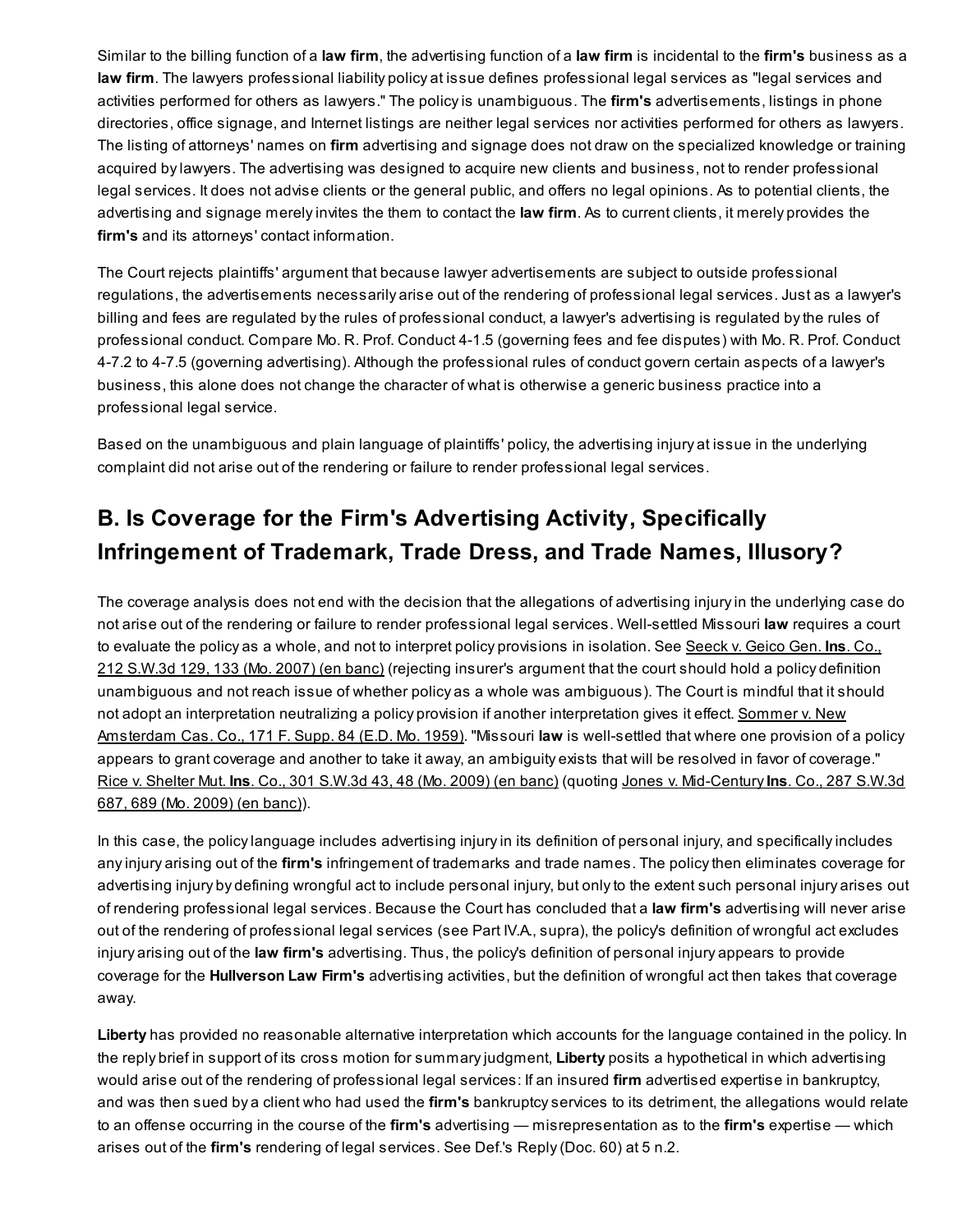Similar to the billing function of a **law firm**, the advertising function of a **law firm** is incidental to the **firm's** business as a **law firm**. The lawyers professional liability policy at issue defines professional legal services as "legal services and activities performed for others as lawyers." The policy is unambiguous. The **firm's** advertisements, listings in phone directories, office signage, and Internet listings are neither legal services nor activities performed for others as lawyers. The listing of attorneys' names on **firm** advertising and signage does not draw on the specialized knowledge or training acquired by lawyers. The advertising was designed to acquire new clients and business, not to render professional legal services. It does not advise clients or the general public, and offers no legal opinions. As to potential clients, the advertising and signage merely invites the them to contact the **law firm**. As to current clients, it merely provides the **firm's** and its attorneys' contact information.

The Court rejects plaintiffs' argument that because lawyer advertisements are subject to outside professional regulations, the advertisements necessarily arise out of the rendering of professional legal services. Just as a lawyer's billing and fees are regulated by the rules of professional conduct, a lawyer's advertising is regulated by the rules of professional conduct. Compare Mo. R. Prof. Conduct 4-1.5 (governing fees and fee disputes) with Mo. R. Prof. Conduct 4-7.2 to 4-7.5 (governing advertising). Although the professional rules of conduct govern certain aspects of a lawyer's business, this alone does not change the character of what is otherwise a generic business practice into a professional legal service.

Based on the unambiguous and plain language of plaintiffs' policy, the advertising injury at issue in the underlying complaint did not arise out of the rendering or failure to render professional legal services.

## B. Is Coverage for the Firm's Advertising Activity, Specifically Infringement of Trademark, Trade Dress, and Trade Names, Illusory?

The coverage analysis does not end with the decision that the allegations of advertising injury in the underlying case do not arise out of the rendering or failure to render professional legal services. Well-settled Missouri **law** requires a court to evaluate the policy as a whole, and not to interpret policy provisions in isolation. See Seeck v. Geico Gen. **Ins**. Co., 212 S.W.3d 129, 133 (Mo. 2007) (en banc) (rejecting insurer's argument that the court should hold a policy definition unambiguous and not reach issue of whether policy as a whole was ambiguous). The Court is mindful that it should not adopt an interpretation neutralizing a policy provision if another interpretation gives it effect. Sommer v. New Amsterdam Cas. Co., 171 F. Supp. 84 (E.D. Mo. 1959). "Missouri **law** is well-settled that where one provision of a policy appears to grant coverage and another to take it away, an ambiguity exists that will be resolved in favor of coverage." Rice v. Shelter Mut. **Ins**. Co., 301 S.W.3d 43, 48 (Mo. 2009) (en banc) (quoting Jones v. Mid-Century **Ins**. Co., 287 S.W.3d 687, 689 (Mo. 2009) (en banc)).

In this case, the policy language includes advertising injury in its definition of personal injury, and specifically includes any injury arising out of the **firm's** infringement of trademarks and trade names. The policy then eliminates coverage for advertising injury by defining wrongful act to include personal injury, but only to the extent such personal injury arises out of rendering professional legal services. Because the Court has concluded that a **law firm's** advertising will never arise out of the rendering of professional legal services (see Part IV.A., supra), the policy's definition of wrongful act excludes injury arising out of the **law firm's** advertising. Thus, the policy's definition of personal injury appears to provide coverage for the **Hullverson Law Firm's** advertising activities, but the definition of wrongful act then takes that coverage away.

**Liberty** has provided no reasonable alternative interpretation which accounts for the language contained in the policy. In the reply brief in support of its cross motion for summary judgment, **Liberty** posits a hypothetical in which advertising would arise out of the rendering of professional legal services: If an insured **firm** advertised expertise in bankruptcy, and was then sued by a client who had used the **firm's** bankruptcy services to its detriment, the allegations would relate to an offense occurring in the course of the **firm's** advertising — misrepresentation as to the **firm's** expertise — which arises out of the **firm's** rendering of legal services. See Def.'s Reply (Doc. 60) at 5 n.2.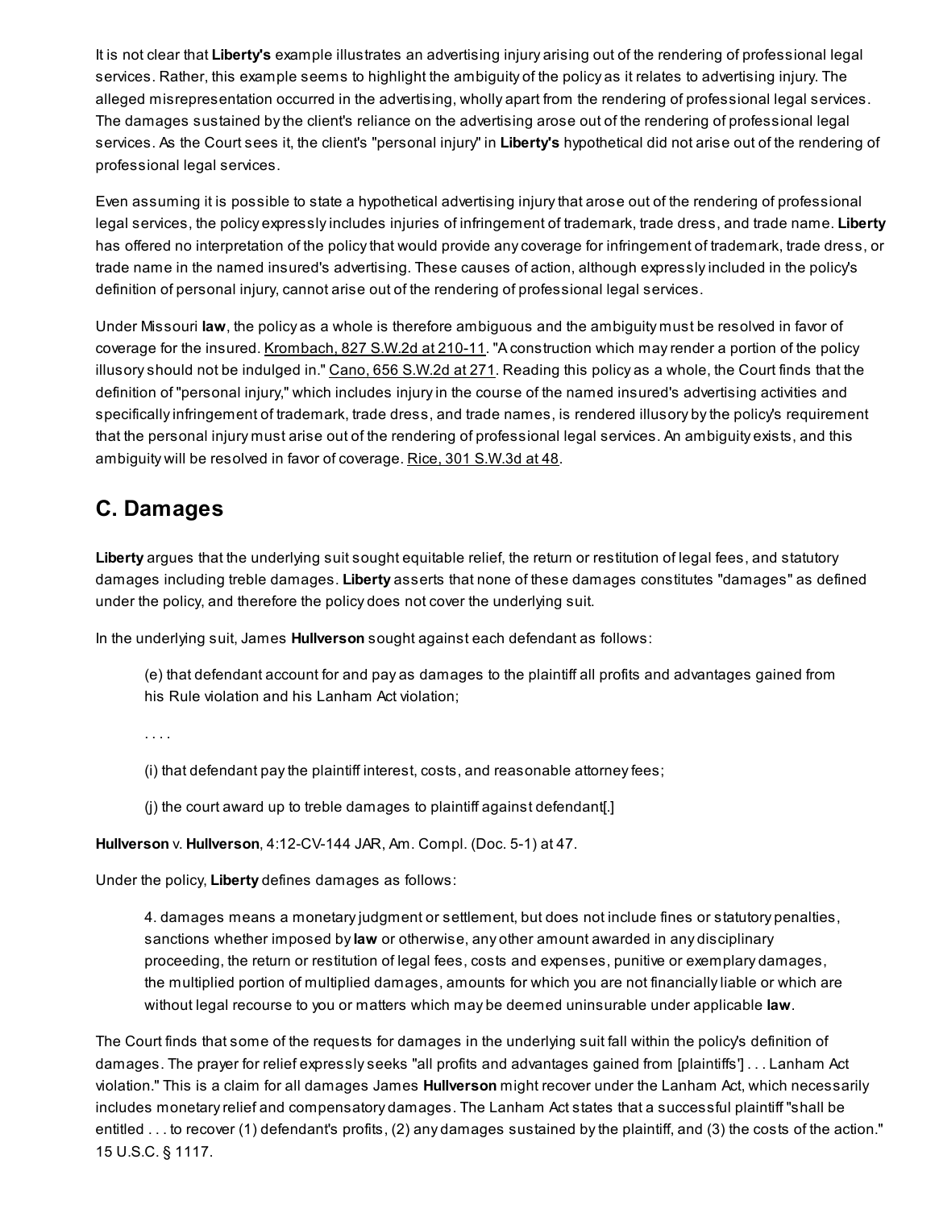It is not clear that **Liberty's** example illustrates an advertising injury arising out of the rendering of professional legal services. Rather, this example seems to highlight the ambiguity of the policy as it relates to advertising injury. The alleged misrepresentation occurred in the advertising, wholly apart from the rendering of professional legal services. The damages sustained by the client's reliance on the advertising arose out of the rendering of professional legal services. As the Court sees it, the client's "personal injury" in **Liberty's** hypothetical did not arise out of the rendering of professional legal services.

Even assuming it is possible to state a hypothetical advertising injury that arose out of the rendering of professional legal services, the policy expressly includes injuries of infringement of trademark, trade dress, and trade name. **Liberty** has offered no interpretation of the policy that would provide any coverage for infringement of trademark, trade dress, or trade name in the named insured's advertising. These causes of action, although expressly included in the policy's definition of personal injury, cannot arise out of the rendering of professional legal services.

Under Missouri **law**, the policy as a whole is therefore ambiguous and the ambiguity must be resolved in favor of coverage for the insured. Krombach, 827 S.W.2d at 210-11. "A construction which may render a portion of the policy illusory should not be indulged in." Cano, 656 S.W.2d at 271. Reading this policy as a whole, the Court finds that the definition of "personal injury," which includes injury in the course of the named insured's advertising activities and specifically infringement of trademark, trade dress, and trade names, is rendered illusory by the policy's requirement that the personal injury must arise out of the rendering of professional legal services. An ambiguity exists, and this ambiguity will be resolved in favor of coverage. Rice, 301 S.W.3d at 48.

## C. Damages

**Liberty** argues that the underlying suit sought equitable relief, the return or restitution of legal fees, and statutory damages including treble damages. **Liberty** asserts that none of these damages constitutes "damages" as defined under the policy, and therefore the policy does not cover the underlying suit.

In the underlying suit, James **Hullverson** sought against each defendant as follows:

> (e) that defendant account for and pay as damages to the plaintiff all profits and advantages gained from his Rule violation and his Lanham Act violation;
>
> . . . .
>
> (i) that defendant pay the plaintiff interest, costs, and reasonable attorney fees;
>
> (j) the court award up to treble damages to plaintiff against defendant[.]

**Hullverson** v. **Hullverson**, 4:12-CV-144 JAR, Am. Compl. (Doc. 5-1) at 47.

Under the policy, **Liberty** defines damages as follows:

> 4. damages means a monetary judgment or settlement, but does not include fines or statutory penalties, sanctions whether imposed by **law** or otherwise, any other amount awarded in any disciplinary proceeding, the return or restitution of legal fees, costs and expenses, punitive or exemplary damages, the multiplied portion of multiplied damages, amounts for which you are not financially liable or which are without legal recourse to you or matters which may be deemed uninsurable under applicable **law**.

The Court finds that some of the requests for damages in the underlying suit fall within the policy's definition of damages. The prayer for relief expressly seeks "all profits and advantages gained from [plaintiffs'] . . . Lanham Act violation." This is a claim for all damages James **Hullverson** might recover under the Lanham Act, which necessarily includes monetary relief and compensatory damages. The Lanham Act states that a successful plaintiff "shall be entitled . . . to recover (1) defendant's profits, (2) any damages sustained by the plaintiff, and (3) the costs of the action." 15 U.S.C. § 1117.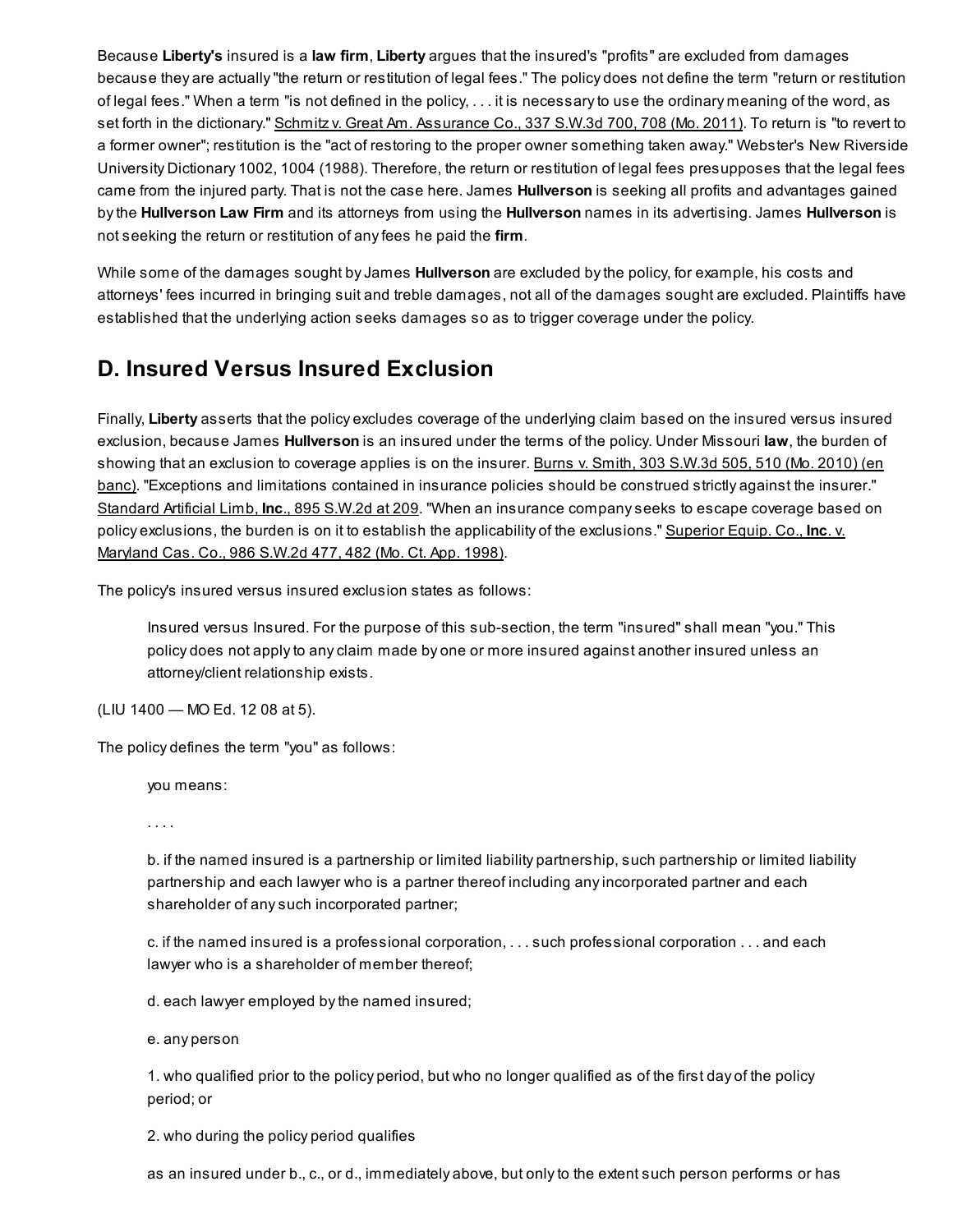Because **Liberty's** insured is a **law firm**, **Liberty** argues that the insured's "profits" are excluded from damages because they are actually "the return or restitution of legal fees." The policy does not define the term "return or restitution of legal fees." When a term "is not defined in the policy, . . . it is necessary to use the ordinary meaning of the word, as set forth in the dictionary." Schmitz v. Great Am. Assurance Co., 337 S.W.3d 700, 708 (Mo. 2011). To return is "to revert to a former owner"; restitution is the "act of restoring to the proper owner something taken away." Webster's New Riverside University Dictionary 1002, 1004 (1988). Therefore, the return or restitution of legal fees presupposes that the legal fees came from the injured party. That is not the case here. James **Hullverson** is seeking all profits and advantages gained by the **Hullverson Law Firm** and its attorneys from using the **Hullverson** names in its advertising. James **Hullverson** is not seeking the return or restitution of any fees he paid the **firm**.

While some of the damages sought by James **Hullverson** are excluded by the policy, for example, his costs and attorneys' fees incurred in bringing suit and treble damages, not all of the damages sought are excluded. Plaintiffs have established that the underlying action seeks damages so as to trigger coverage under the policy.

## D. Insured Versus Insured Exclusion

Finally, **Liberty** asserts that the policy excludes coverage of the underlying claim based on the insured versus insured exclusion, because James **Hullverson** is an insured under the terms of the policy. Under Missouri **law**, the burden of showing that an exclusion to coverage applies is on the insurer. Burns v. Smith, 303 S.W.3d 505, 510 (Mo. 2010) (en banc). "Exceptions and limitations contained in insurance policies should be construed strictly against the insurer." Standard Artificial Limb, **Inc**., 895 S.W.2d at 209. "When an insurance company seeks to escape coverage based on policy exclusions, the burden is on it to establish the applicability of the exclusions." Superior Equip. Co., **Inc**. v. Maryland Cas. Co., 986 S.W.2d 477, 482 (Mo. Ct. App. 1998).

The policy's insured versus insured exclusion states as follows:

> Insured versus Insured. For the purpose of this sub-section, the term "insured" shall mean "you." This policy does not apply to any claim made by one or more insured against another insured unless an attorney/client relationship exists.

(LIU 1400 — MO Ed. 12 08 at 5).

The policy defines the term "you" as follows:

> you means:
>
> . . . .
>
> b. if the named insured is a partnership or limited liability partnership, such partnership or limited liability partnership and each lawyer who is a partner thereof including any incorporated partner and each shareholder of any such incorporated partner;
>
> c. if the named insured is a professional corporation, . . . such professional corporation . . . and each lawyer who is a shareholder of member thereof;
>
> d. each lawyer employed by the named insured;
>
> e. any person
>
> 1. who qualified prior to the policy period, but who no longer qualified as of the first day of the policy period; or
>
> 2. who during the policy period qualifies
>
> as an insured under b., c., or d., immediately above, but only to the extent such person performs or has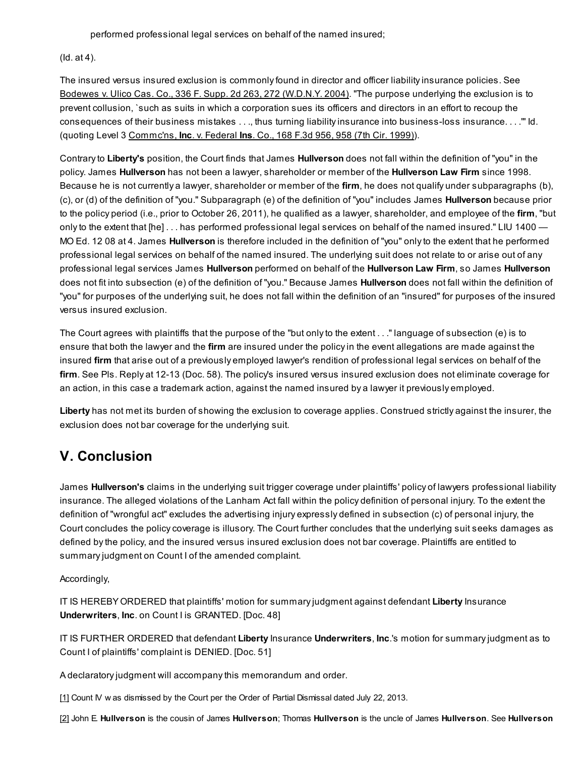performed professional legal services on behalf of the named insured;

(Id. at 4).

The insured versus insured exclusion is commonly found in director and officer liability insurance policies. See Bodewes v. Ulico Cas. Co., 336 F. Supp. 2d 263, 272 (W.D.N.Y. 2004). "The purpose underlying the exclusion is to prevent collusion, `such as suits in which a corporation sues its officers and directors in an effort to recoup the consequences of their business mistakes . . ., thus turning liability insurance into business-loss insurance. . . .'" Id. (quoting Level 3 Commc'ns, **Inc**. v. Federal **Ins**. Co., 168 F.3d 956, 958 (7th Cir. 1999)).

Contrary to **Liberty's** position, the Court finds that James **Hullverson** does not fall within the definition of "you" in the policy. James **Hullverson** has not been a lawyer, shareholder or member of the **Hullverson Law Firm** since 1998. Because he is not currently a lawyer, shareholder or member of the **firm**, he does not qualify under subparagraphs (b), (c), or (d) of the definition of "you." Subparagraph (e) of the definition of "you" includes James **Hullverson** because prior to the policy period (i.e., prior to October 26, 2011), he qualified as a lawyer, shareholder, and employee of the **firm**, "but only to the extent that [he] . . . has performed professional legal services on behalf of the named insured." LIU 1400 — MO Ed. 12 08 at 4. James **Hullverson** is therefore included in the definition of "you" only to the extent that he performed professional legal services on behalf of the named insured. The underlying suit does not relate to or arise out of any professional legal services James **Hullverson** performed on behalf of the **Hullverson Law Firm**, so James **Hullverson** does not fit into subsection (e) of the definition of "you." Because James **Hullverson** does not fall within the definition of "you" for purposes of the underlying suit, he does not fall within the definition of an "insured" for purposes of the insured versus insured exclusion.

The Court agrees with plaintiffs that the purpose of the "but only to the extent . . ." language of subsection (e) is to ensure that both the lawyer and the **firm** are insured under the policy in the event allegations are made against the insured **firm** that arise out of a previously employed lawyer's rendition of professional legal services on behalf of the **firm**. See Pls. Reply at 12-13 (Doc. 58). The policy's insured versus insured exclusion does not eliminate coverage for an action, in this case a trademark action, against the named insured by a lawyer it previously employed.

**Liberty** has not met its burden of showing the exclusion to coverage applies. Construed strictly against the insurer, the exclusion does not bar coverage for the underlying suit.

## V. Conclusion

James **Hullverson's** claims in the underlying suit trigger coverage under plaintiffs' policy of lawyers professional liability insurance. The alleged violations of the Lanham Act fall within the policy definition of personal injury. To the extent the definition of "wrongful act" excludes the advertising injury expressly defined in subsection (c) of personal injury, the Court concludes the policy coverage is illusory. The Court further concludes that the underlying suit seeks damages as defined by the policy, and the insured versus insured exclusion does not bar coverage. Plaintiffs are entitled to summary judgment on Count I of the amended complaint.

Accordingly,

IT IS HEREBY ORDERED that plaintiffs' motion for summary judgment against defendant **Liberty** Insurance **Underwriters**, **Inc**. on Count I is GRANTED. [Doc. 48]

IT IS FURTHER ORDERED that defendant **Liberty** Insurance **Underwriters**, **Inc**.'s motion for summary judgment as to Count I of plaintiffs' complaint is DENIED. [Doc. 51]

A declaratory judgment will accompany this memorandum and order.

[1] Count IV was dismissed by the Court per the Order of Partial Dismissal dated July 22, 2013.

[2] John E. **Hullverson** is the cousin of James **Hullverson**; Thomas **Hullverson** is the uncle of James **Hullverson**. See **Hullverson**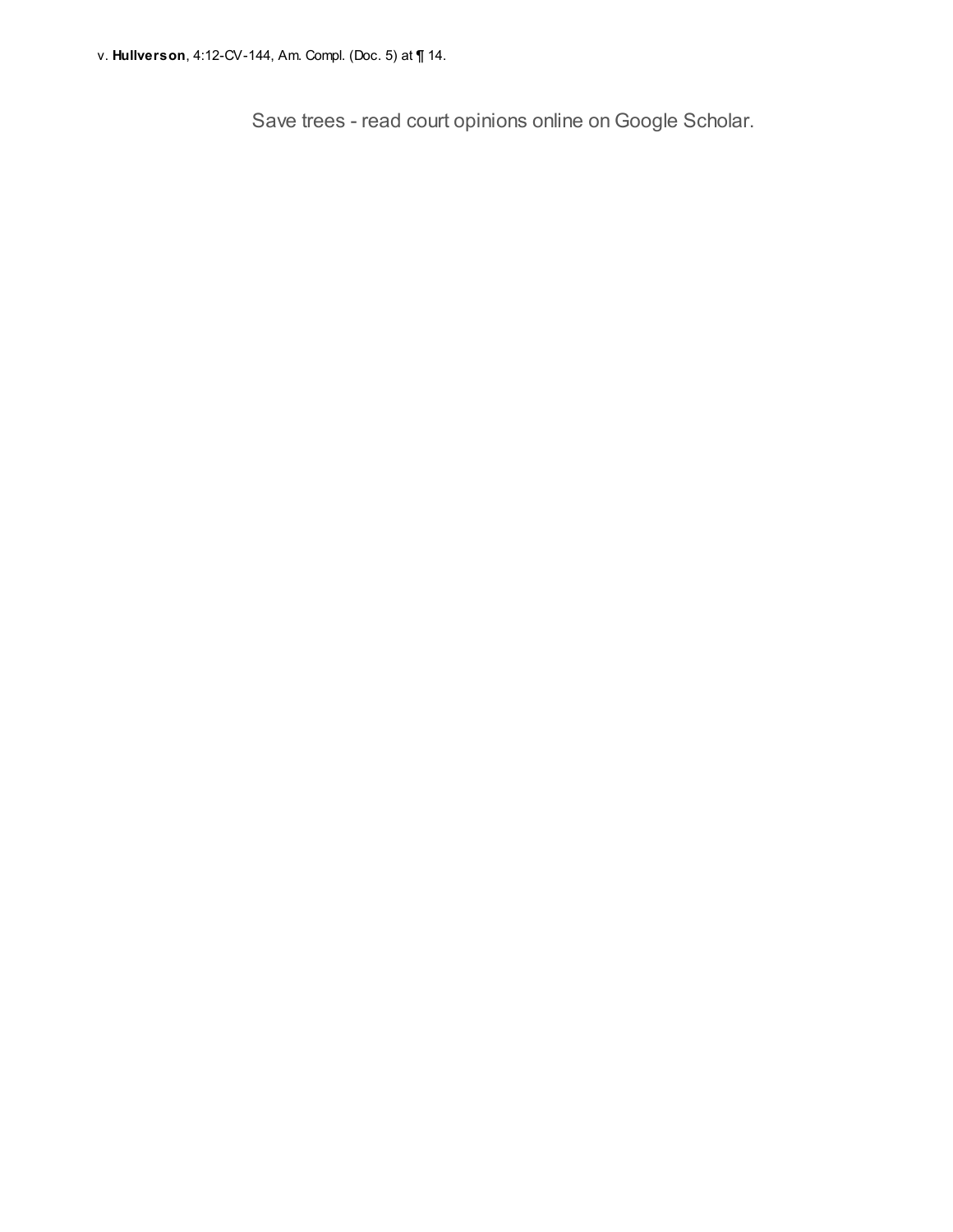v. **Hullverson**, 4:12-CV-144, Am. Compl. (Doc. 5) at ¶ 14.